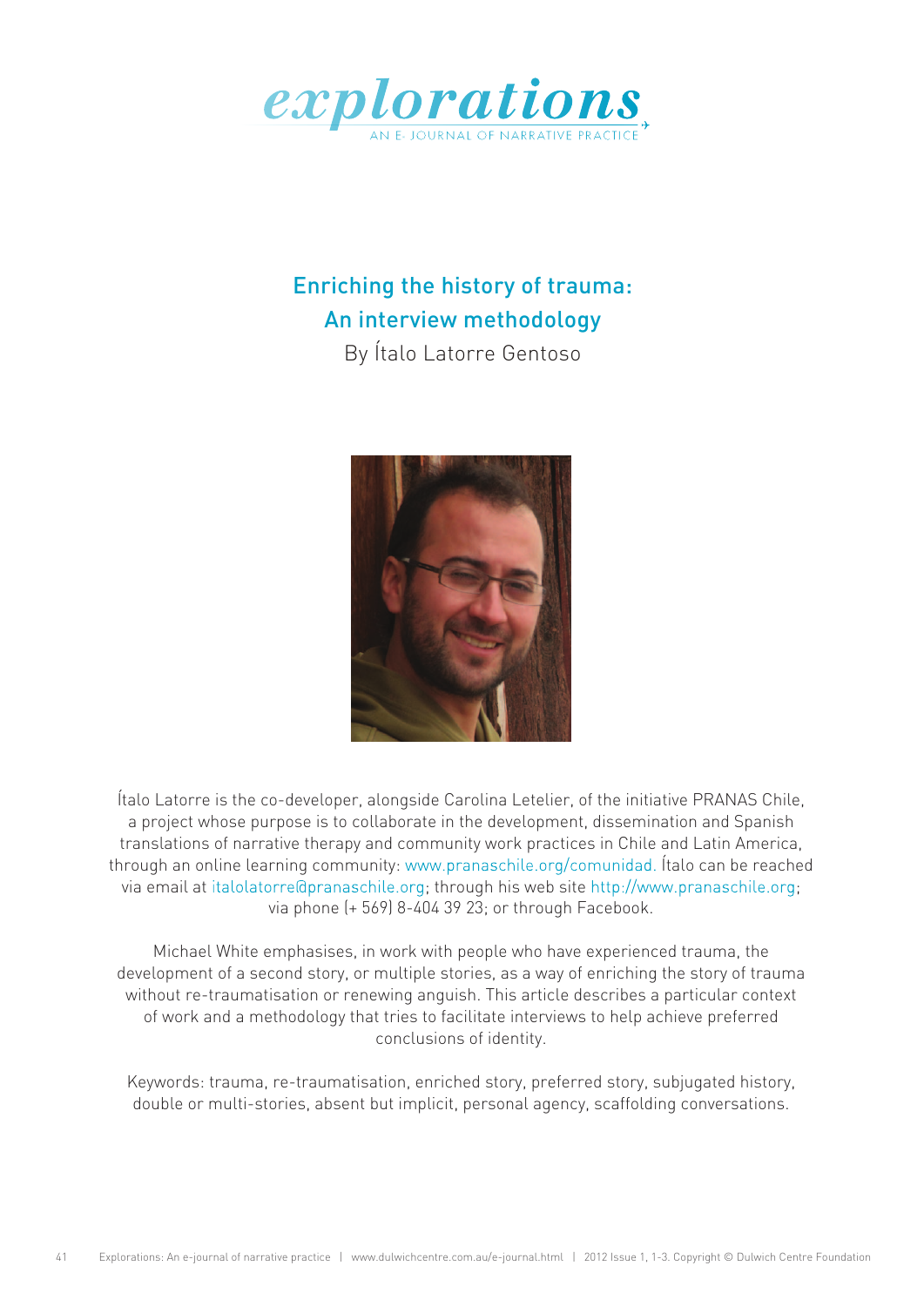# Enriching the history of trauma: An interview methodology

By Ítalo Latorre Gentoso

Ítalo Latorre is the co-developer, alongside Carolina Letelier, of the initiative PRANAS Chile, a project whose purpose is to collaborate in the development, dissemination and Spanish translations of narrative therapy and community work practices in Chile and Latin America, through an online learning community: www.pranaschile.org/comunidad. Ítalo can be reached via email at italolatorre@pranaschile.org; through his web site http://www.pranaschile.org; via phone (+ 569) 8-404 39 23; or through Facebook.

Michael White emphasises, in work with people who have experienced trauma, the development of a second story, or multiple stories, as a way of enriching the story of trauma without re-traumatisation or renewing anguish. This article describes a particular context of work and a methodology that tries to facilitate interviews to help achieve preferred conclusions of identity.

Keywords: trauma, re-traumatisation, enriched story, preferred story, subjugated history, double or multi-stories, absent but implicit, personal agency, scaffolding conversations.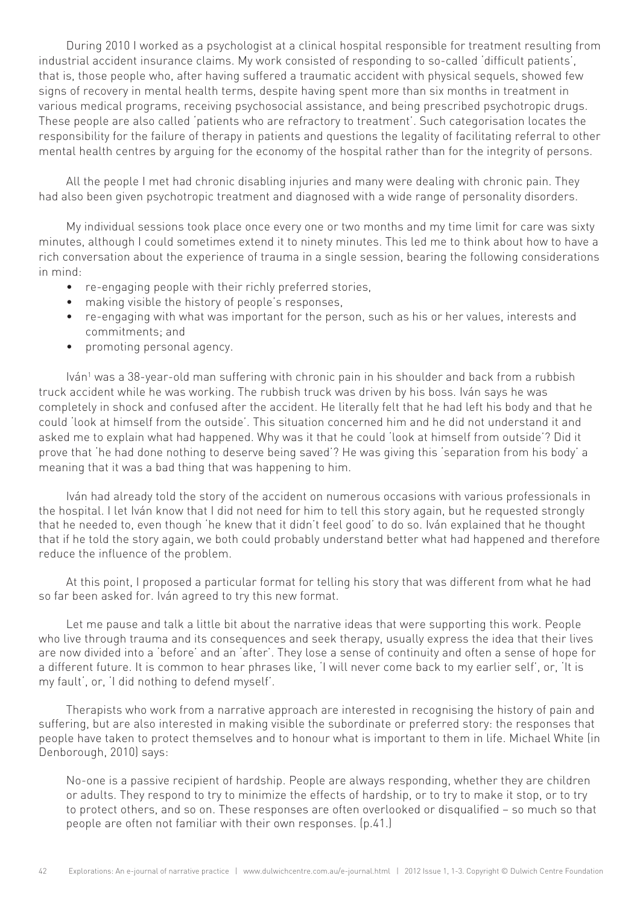During 2010 I worked as a psychologist at a clinical hospital responsible for treatment resulting from industrial accident insurance claims. My work consisted of responding to so-called 'difficult patients', that is, those people who, after having suffered a traumatic accident with physical sequels, showed few signs of recovery in mental health terms, despite having spent more than six months in treatment in various medical programs, receiving psychosocial assistance, and being prescribed psychotropic drugs. These people are also called 'patients who are refractory to treatment'. Such categorisation locates the responsibility for the failure of therapy in patients and questions the legality of facilitating referral to other mental health centres by arguing for the economy of the hospital rather than for the integrity of persons.

All the people I met had chronic disabling injuries and many were dealing with chronic pain. They had also been given psychotropic treatment and diagnosed with a wide range of personality disorders.

My individual sessions took place once every one or two months and my time limit for care was sixty minutes, although I could sometimes extend it to ninety minutes. This led me to think about how to have a rich conversation about the experience of trauma in a single session, bearing the following considerations in mind:

- re-engaging people with their richly preferred stories,
- making visible the history of people's responses,
- re-engaging with what was important for the person, such as his or her values, interests and commitments; and
- promoting personal agency.

Iván[1] was a 38-year-old man suffering with chronic pain in his shoulder and back from a rubbish truck accident while he was working. The rubbish truck was driven by his boss. Iván says he was completely in shock and confused after the accident. He literally felt that he had left his body and that he could 'look at himself from the outside'. This situation concerned him and he did not understand it and asked me to explain what had happened. Why was it that he could 'look at himself from outside'? Did it prove that 'he had done nothing to deserve being saved'? He was giving this 'separation from his body' a meaning that it was a bad thing that was happening to him.

Iván had already told the story of the accident on numerous occasions with various professionals in the hospital. I let Iván know that I did not need for him to tell this story again, but he requested strongly that he needed to, even though 'he knew that it didn't feel good' to do so. Iván explained that he thought that if he told the story again, we both could probably understand better what had happened and therefore reduce the influence of the problem.

At this point, I proposed a particular format for telling his story that was different from what he had so far been asked for. Iván agreed to try this new format.

Let me pause and talk a little bit about the narrative ideas that were supporting this work. People who live through trauma and its consequences and seek therapy, usually express the idea that their lives are now divided into a 'before' and an 'after'. They lose a sense of continuity and often a sense of hope for a different future. It is common to hear phrases like, 'I will never come back to my earlier self', or, 'It is my fault', or, 'I did nothing to defend myself'.

Therapists who work from a narrative approach are interested in recognising the history of pain and suffering, but are also interested in making visible the subordinate or preferred story: the responses that people have taken to protect themselves and to honour what is important to them in life. Michael White (in Denborough, 2010) says:

> No-one is a passive recipient of hardship. People are always responding, whether they are children or adults. They respond to try to minimize the effects of hardship, or to try to make it stop, or to try to protect others, and so on. These responses are often overlooked or disqualified – so much so that people are often not familiar with their own responses. (p.41.)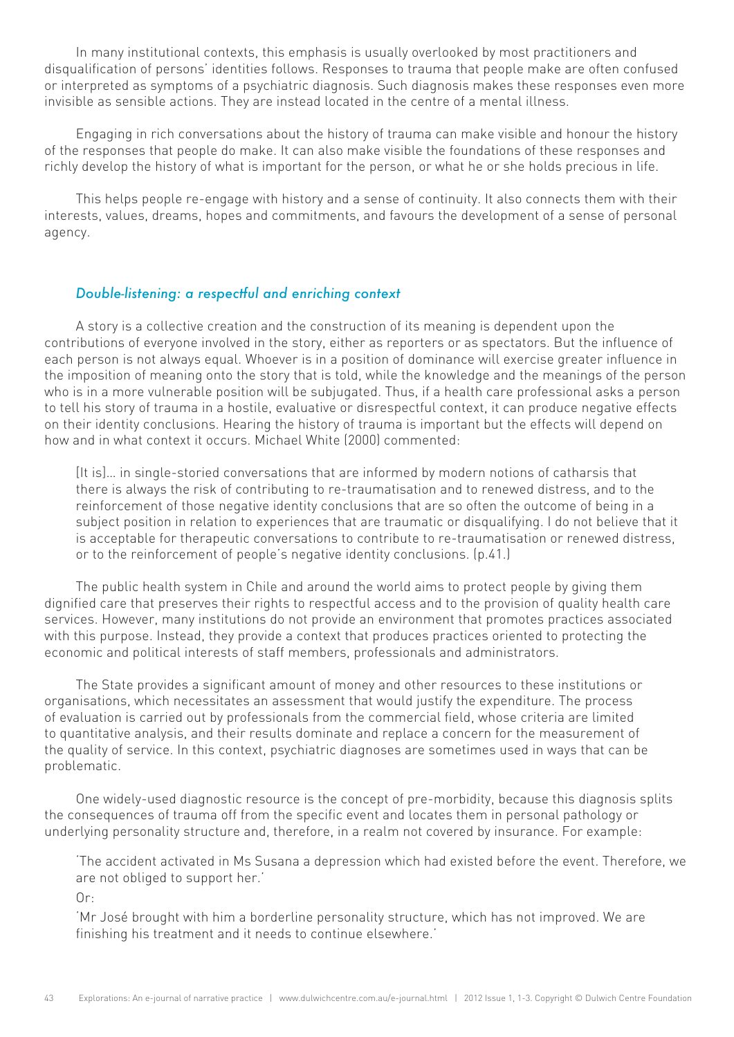In many institutional contexts, this emphasis is usually overlooked by most practitioners and disqualification of persons' identities follows. Responses to trauma that people make are often confused or interpreted as symptoms of a psychiatric diagnosis. Such diagnosis makes these responses even more invisible as sensible actions. They are instead located in the centre of a mental illness.

Engaging in rich conversations about the history of trauma can make visible and honour the history of the responses that people do make. It can also make visible the foundations of these responses and richly develop the history of what is important for the person, or what he or she holds precious in life.

This helps people re-engage with history and a sense of continuity. It also connects them with their interests, values, dreams, hopes and commitments, and favours the development of a sense of personal agency.

### *Double-listening: a respectful and enriching context*

A story is a collective creation and the construction of its meaning is dependent upon the contributions of everyone involved in the story, either as reporters or as spectators. But the influence of each person is not always equal. Whoever is in a position of dominance will exercise greater influence in the imposition of meaning onto the story that is told, while the knowledge and the meanings of the person who is in a more vulnerable position will be subjugated. Thus, if a health care professional asks a person to tell his story of trauma in a hostile, evaluative or disrespectful context, it can produce negative effects on their identity conclusions. Hearing the history of trauma is important but the effects will depend on how and in what context it occurs. Michael White (2000) commented:

> [It is]… in single-storied conversations that are informed by modern notions of catharsis that there is always the risk of contributing to re-traumatisation and to renewed distress, and to the reinforcement of those negative identity conclusions that are so often the outcome of being in a subject position in relation to experiences that are traumatic or disqualifying. I do not believe that it is acceptable for therapeutic conversations to contribute to re-traumatisation or renewed distress, or to the reinforcement of people's negative identity conclusions. (p.41.)

The public health system in Chile and around the world aims to protect people by giving them dignified care that preserves their rights to respectful access and to the provision of quality health care services. However, many institutions do not provide an environment that promotes practices associated with this purpose. Instead, they provide a context that produces practices oriented to protecting the economic and political interests of staff members, professionals and administrators.

The State provides a significant amount of money and other resources to these institutions or organisations, which necessitates an assessment that would justify the expenditure. The process of evaluation is carried out by professionals from the commercial field, whose criteria are limited to quantitative analysis, and their results dominate and replace a concern for the measurement of the quality of service. In this context, psychiatric diagnoses are sometimes used in ways that can be problematic.

One widely-used diagnostic resource is the concept of pre-morbidity, because this diagnosis splits the consequences of trauma off from the specific event and locates them in personal pathology or underlying personality structure and, therefore, in a realm not covered by insurance. For example:

> 'The accident activated in Ms Susana a depression which had existed before the event. Therefore, we are not obliged to support her.'
>
> Or:
>
> 'Mr José brought with him a borderline personality structure, which has not improved. We are finishing his treatment and it needs to continue elsewhere.'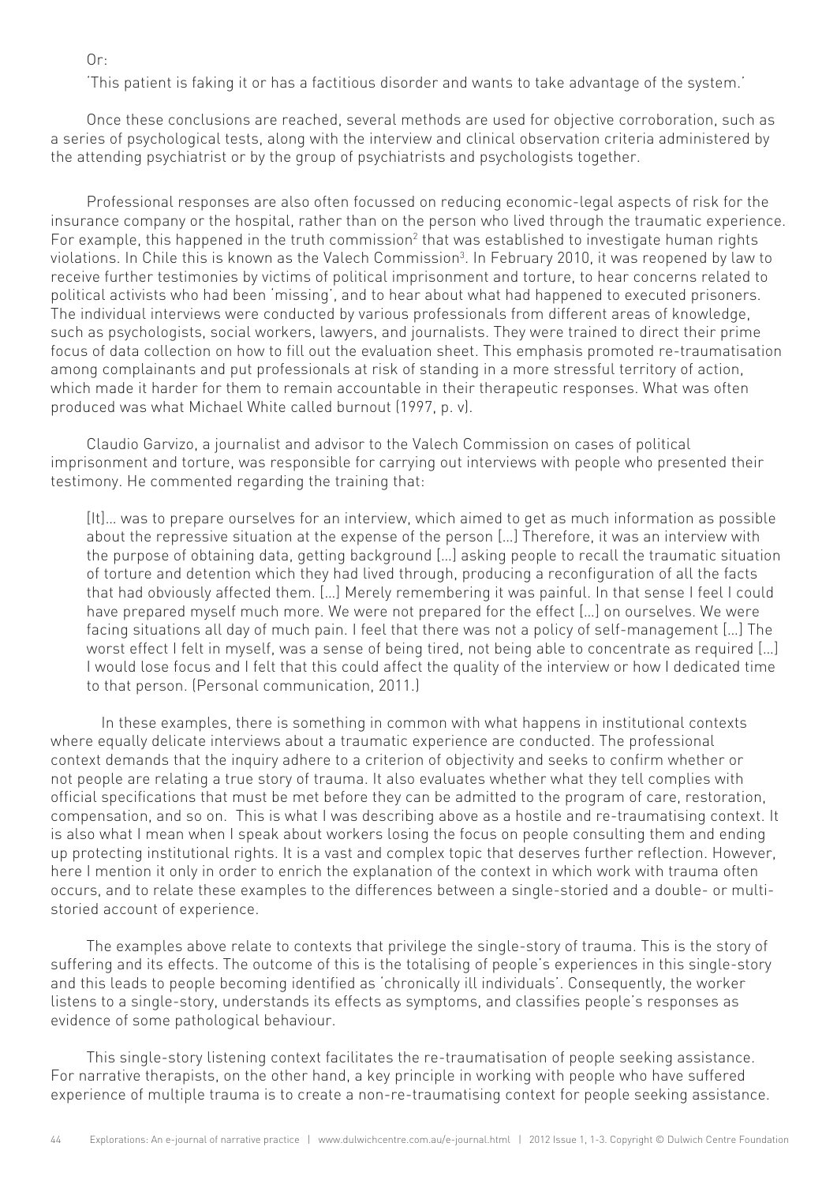Or:

'This patient is faking it or has a factitious disorder and wants to take advantage of the system.'

Once these conclusions are reached, several methods are used for objective corroboration, such as a series of psychological tests, along with the interview and clinical observation criteria administered by the attending psychiatrist or by the group of psychiatrists and psychologists together.

Professional responses are also often focussed on reducing economic-legal aspects of risk for the insurance company or the hospital, rather than on the person who lived through the traumatic experience. For example, this happened in the truth commission[2] that was established to investigate human rights violations. In Chile this is known as the Valech Commission[3]. In February 2010, it was reopened by law to receive further testimonies by victims of political imprisonment and torture, to hear concerns related to political activists who had been 'missing', and to hear about what had happened to executed prisoners. The individual interviews were conducted by various professionals from different areas of knowledge, such as psychologists, social workers, lawyers, and journalists. They were trained to direct their prime focus of data collection on how to fill out the evaluation sheet. This emphasis promoted re-traumatisation among complainants and put professionals at risk of standing in a more stressful territory of action, which made it harder for them to remain accountable in their therapeutic responses. What was often produced was what Michael White called burnout (1997, p. v).

Claudio Garvizo, a journalist and advisor to the Valech Commission on cases of political imprisonment and torture, was responsible for carrying out interviews with people who presented their testimony. He commented regarding the training that:

> [It]… was to prepare ourselves for an interview, which aimed to get as much information as possible about the repressive situation at the expense of the person […] Therefore, it was an interview with the purpose of obtaining data, getting background […] asking people to recall the traumatic situation of torture and detention which they had lived through, producing a reconfiguration of all the facts that had obviously affected them. […] Merely remembering it was painful. In that sense I feel I could have prepared myself much more. We were not prepared for the effect […] on ourselves. We were facing situations all day of much pain. I feel that there was not a policy of self-management […] The worst effect I felt in myself, was a sense of being tired, not being able to concentrate as required […] I would lose focus and I felt that this could affect the quality of the interview or how I dedicated time to that person. (Personal communication, 2011.)

In these examples, there is something in common with what happens in institutional contexts where equally delicate interviews about a traumatic experience are conducted. The professional context demands that the inquiry adhere to a criterion of objectivity and seeks to confirm whether or not people are relating a true story of trauma. It also evaluates whether what they tell complies with official specifications that must be met before they can be admitted to the program of care, restoration, compensation, and so on. This is what I was describing above as a hostile and re-traumatising context. It is also what I mean when I speak about workers losing the focus on people consulting them and ending up protecting institutional rights. It is a vast and complex topic that deserves further reflection. However, here I mention it only in order to enrich the explanation of the context in which work with trauma often occurs, and to relate these examples to the differences between a single-storied and a double- or multi-storied account of experience.

The examples above relate to contexts that privilege the single-story of trauma. This is the story of suffering and its effects. The outcome of this is the totalising of people's experiences in this single-story and this leads to people becoming identified as 'chronically ill individuals'. Consequently, the worker listens to a single-story, understands its effects as symptoms, and classifies people's responses as evidence of some pathological behaviour.

This single-story listening context facilitates the re-traumatisation of people seeking assistance. For narrative therapists, on the other hand, a key principle in working with people who have suffered experience of multiple trauma is to create a non-re-traumatising context for people seeking assistance.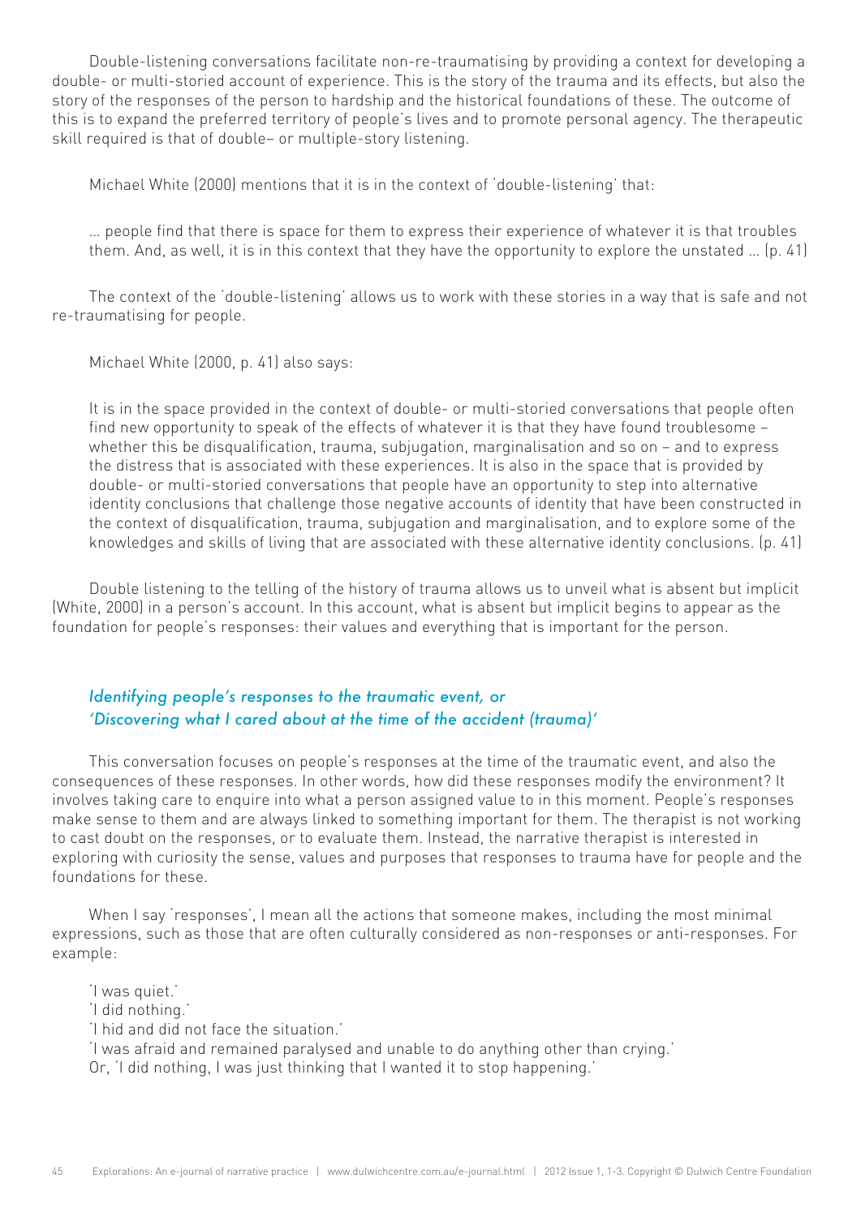Double-listening conversations facilitate non-re-traumatising by providing a context for developing a double- or multi-storied account of experience. This is the story of the trauma and its effects, but also the story of the responses of the person to hardship and the historical foundations of these. The outcome of this is to expand the preferred territory of people's lives and to promote personal agency. The therapeutic skill required is that of double– or multiple-story listening.

Michael White (2000) mentions that it is in the context of 'double-listening' that:

> … people find that there is space for them to express their experience of whatever it is that troubles them. And, as well, it is in this context that they have the opportunity to explore the unstated … (p. 41)

The context of the 'double-listening' allows us to work with these stories in a way that is safe and not re-traumatising for people.

Michael White (2000, p. 41) also says:

> It is in the space provided in the context of double- or multi-storied conversations that people often find new opportunity to speak of the effects of whatever it is that they have found troublesome – whether this be disqualification, trauma, subjugation, marginalisation and so on – and to express the distress that is associated with these experiences. It is also in the space that is provided by double- or multi-storied conversations that people have an opportunity to step into alternative identity conclusions that challenge those negative accounts of identity that have been constructed in the context of disqualification, trauma, subjugation and marginalisation, and to explore some of the knowledges and skills of living that are associated with these alternative identity conclusions. (p. 41)

Double listening to the telling of the history of trauma allows us to unveil what is absent but implicit (White, 2000) in a person's account. In this account, what is absent but implicit begins to appear as the foundation for people's responses: their values and everything that is important for the person.

### *Identifying people's responses to the traumatic event, or 'Discovering what I cared about at the time of the accident (trauma)'*

This conversation focuses on people's responses at the time of the traumatic event, and also the consequences of these responses. In other words, how did these responses modify the environment? It involves taking care to enquire into what a person assigned value to in this moment. People's responses make sense to them and are always linked to something important for them. The therapist is not working to cast doubt on the responses, or to evaluate them. Instead, the narrative therapist is interested in exploring with curiosity the sense, values and purposes that responses to trauma have for people and the foundations for these.

When I say 'responses', I mean all the actions that someone makes, including the most minimal expressions, such as those that are often culturally considered as non-responses or anti-responses. For example:

'I was quiet.'
'I did nothing.'
'I hid and did not face the situation.'
'I was afraid and remained paralysed and unable to do anything other than crying.'
Or, 'I did nothing, I was just thinking that I wanted it to stop happening.'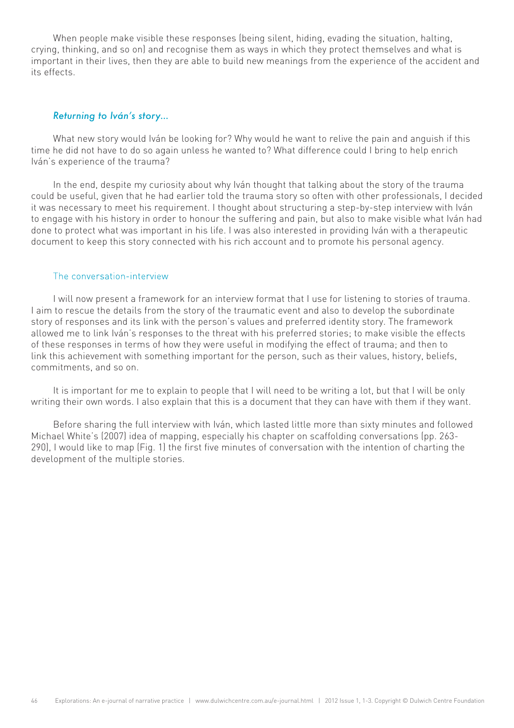When people make visible these responses (being silent, hiding, evading the situation, halting, crying, thinking, and so on) and recognise them as ways in which they protect themselves and what is important in their lives, then they are able to build new meanings from the experience of the accident and its effects.

### *Returning to Iván's story…*

What new story would Iván be looking for? Why would he want to relive the pain and anguish if this time he did not have to do so again unless he wanted to? What difference could I bring to help enrich Iván's experience of the trauma?

In the end, despite my curiosity about why Iván thought that talking about the story of the trauma could be useful, given that he had earlier told the trauma story so often with other professionals, I decided it was necessary to meet his requirement. I thought about structuring a step-by-step interview with Iván to engage with his history in order to honour the suffering and pain, but also to make visible what Iván had done to protect what was important in his life. I was also interested in providing Iván with a therapeutic document to keep this story connected with his rich account and to promote his personal agency.

#### The conversation-interview

I will now present a framework for an interview format that I use for listening to stories of trauma. I aim to rescue the details from the story of the traumatic event and also to develop the subordinate story of responses and its link with the person's values and preferred identity story. The framework allowed me to link Iván's responses to the threat with his preferred stories; to make visible the effects of these responses in terms of how they were useful in modifying the effect of trauma; and then to link this achievement with something important for the person, such as their values, history, beliefs, commitments, and so on.

It is important for me to explain to people that I will need to be writing a lot, but that I will be only writing their own words. I also explain that this is a document that they can have with them if they want.

Before sharing the full interview with Iván, which lasted little more than sixty minutes and followed Michael White's (2007) idea of mapping, especially his chapter on scaffolding conversations (pp. 263-290), I would like to map (Fig. 1) the first five minutes of conversation with the intention of charting the development of the multiple stories.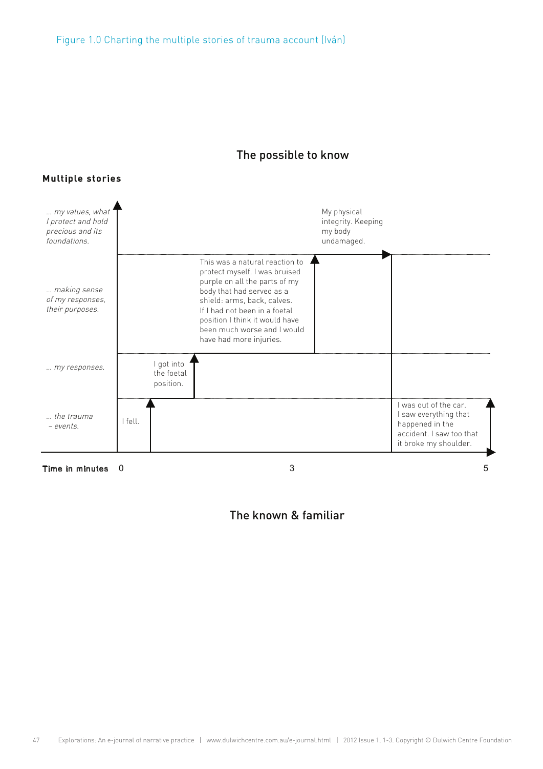Figure 1.0 Charting the multiple stories of trauma account (Iván)

The possible to know

**Multiple stories**

*… my values, what I protect and hold precious and its foundations.*

My physical integrity. Keeping my body undamaged.

*… making sense of my responses, their purposes.*

This was a natural reaction to protect myself. I was bruised purple on all the parts of my body that had served as a shield: arms, back, calves. If I had not been in a foetal position I think it would have been much worse and I would have had more injuries.

*… my responses.*

I got into the foetal position.

*… the trauma – events.*

I fell.

I was out of the car. I saw everything that happened in the accident. I saw too that it broke my shoulder.

**Time in minutes** 0 3 5

The known & familiar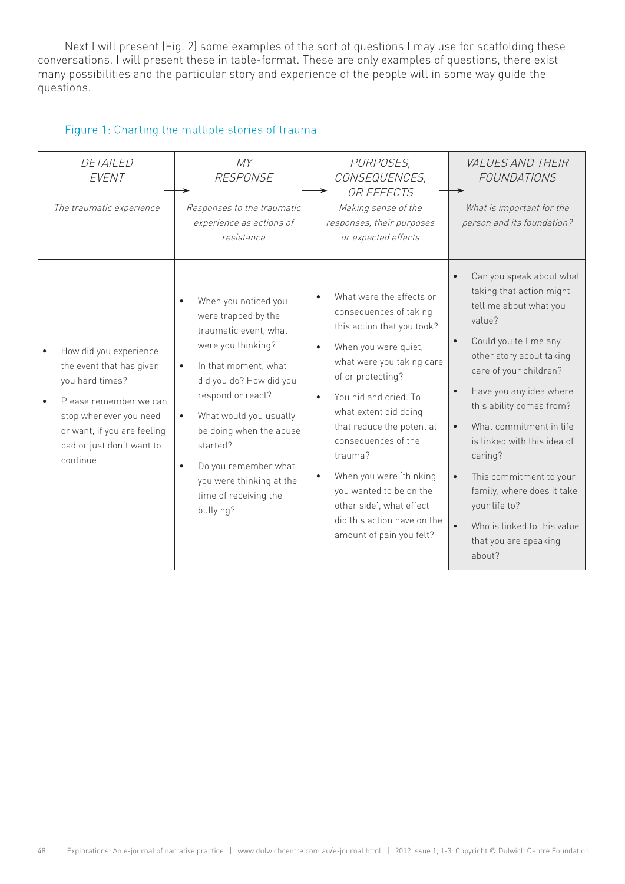Next I will present (Fig. 2) some examples of the sort of questions I may use for scaffolding these conversations. I will present these in table-format. These are only examples of questions, there exist many possibilities and the particular story and experience of the people will in some way guide the questions.

Figure 1: Charting the multiple stories of trauma

| *DETAILED EVENT*<br>*The traumatic experience* | *MY RESPONSE*<br>*Responses to the traumatic experience as actions of resistance* | *PURPOSES, CONSEQUENCES, OR EFFECTS*<br>*Making sense of the responses, their purposes or expected effects* | *VALUES AND THEIR FOUNDATIONS*<br>*What is important for the person and its foundation?* |
|---|---|---|---|
| • How did you experience the event that has given you hard times?<br>• Please remember we can stop whenever you need or want, if you are feeling bad or just don't want to continue. | • When you noticed you were trapped by the traumatic event, what were you thinking?<br>• In that moment, what did you do? How did you respond or react?<br>• What would you usually be doing when the abuse started?<br>• Do you remember what you were thinking at the time of receiving the bullying? | • What were the effects or consequences of taking this action that you took?<br>• When you were quiet, what were you taking care of or protecting?<br>• You hid and cried. To what extent did doing that reduce the potential consequences of the trauma?<br>• When you were 'thinking you wanted to be on the other side', what effect did this action have on the amount of pain you felt? | • Can you speak about what taking that action might tell me about what you value?<br>• Could you tell me any other story about taking care of your children?<br>• Have you any idea where this ability comes from?<br>• What commitment in life is linked with this idea of caring?<br>• This commitment to your family, where does it take your life to?<br>• Who is linked to this value that you are speaking about? |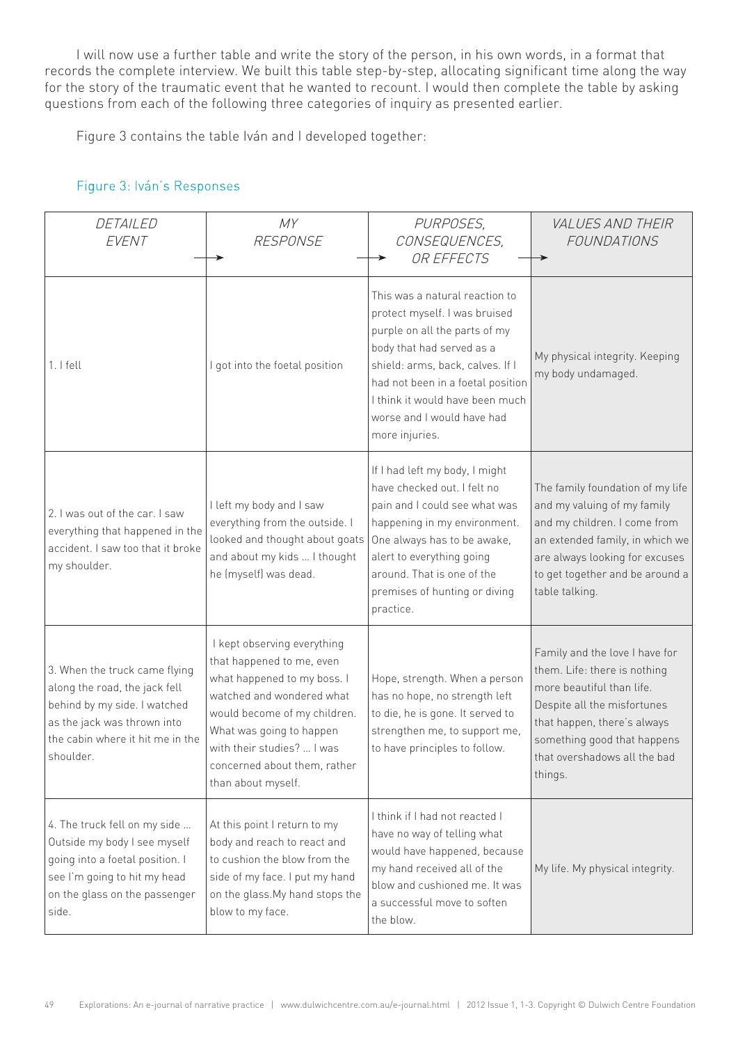I will now use a further table and write the story of the person, in his own words, in a format that records the complete interview. We built this table step-by-step, allocating significant time along the way for the story of the traumatic event that he wanted to recount. I would then complete the table by asking questions from each of the following three categories of inquiry as presented earlier.

Figure 3 contains the table Iván and I developed together:

Figure 3: Iván's Responses

| *DETAILED EVENT* → | *MY RESPONSE* → | *PURPOSES, CONSEQUENCES, OR EFFECTS* → | *VALUES AND THEIR FOUNDATIONS* |
|---|---|---|---|
| 1. I fell | I got into the foetal position | This was a natural reaction to protect myself. I was bruised purple on all the parts of my body that had served as a shield: arms, back, calves. If I had not been in a foetal position I think it would have been much worse and I would have had more injuries. | My physical integrity. Keeping my body undamaged. |
| 2. I was out of the car. I saw everything that happened in the accident. I saw too that it broke my shoulder. | I left my body and I saw everything from the outside. I looked and thought about goats and about my kids ... I thought he (myself) was dead. | If I had left my body, I might have checked out. I felt no pain and I could see what was happening in my environment. One always has to be awake, alert to everything going around. That is one of the premises of hunting or diving practice. | The family foundation of my life and my valuing of my family and my children. I come from an extended family, in which we are always looking for excuses to get together and be around a table talking. |
| 3. When the truck came flying along the road, the jack fell behind by my side. I watched as the jack was thrown into the cabin where it hit me in the shoulder. | I kept observing everything that happened to me, even what happened to my boss. I watched and wondered what would become of my children. What was going to happen with their studies? ... I was concerned about them, rather than about myself. | Hope, strength. When a person has no hope, no strength left to die, he is gone. It served to strengthen me, to support me, to have principles to follow. | Family and the love I have for them. Life: there is nothing more beautiful than life. Despite all the misfortunes that happen, there's always something good that happens that overshadows all the bad things. |
| 4. The truck fell on my side ... Outside my body I see myself going into a foetal position. I see I'm going to hit my head on the glass on the passenger side. | At this point I return to my body and reach to react and to cushion the blow from the side of my face. I put my hand on the glass.My hand stops the blow to my face. | I think if I had not reacted I have no way of telling what would have happened, because my hand received all of the blow and cushioned me. It was a successful move to soften the blow. | My life. My physical integrity. |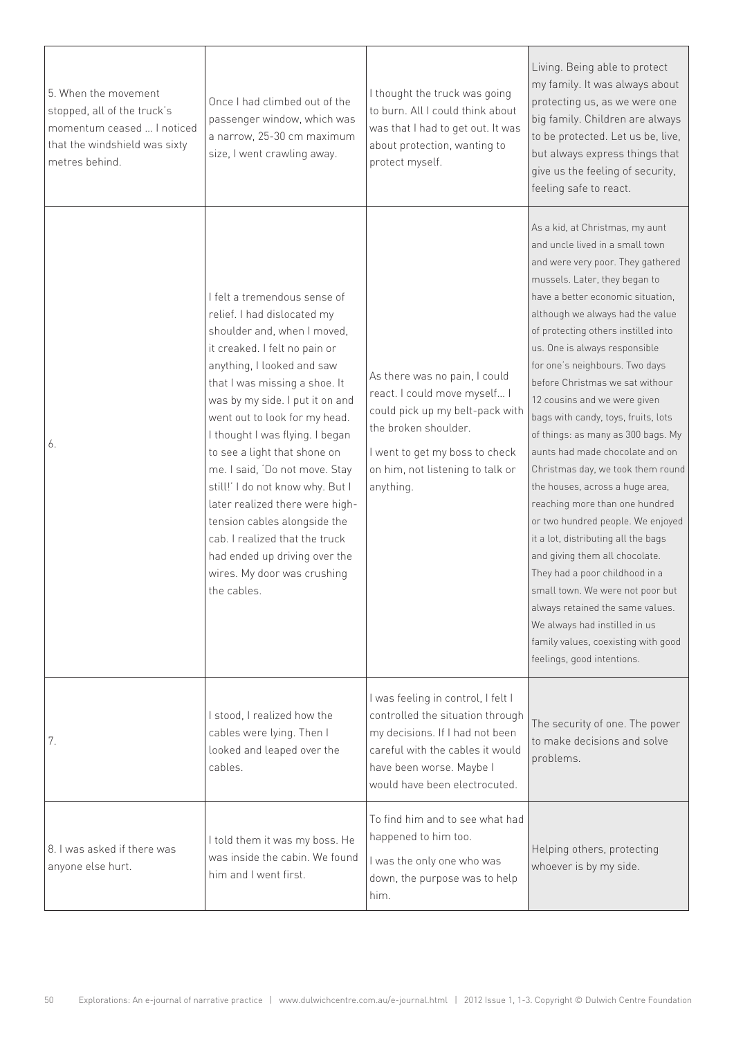| | | | |
|---|---|---|---|
| 5. When the movement stopped, all of the truck's momentum ceased ... I noticed that the windshield was sixty metres behind. | Once I had climbed out of the passenger window, which was a narrow, 25-30 cm maximum size, I went crawling away. | I thought the truck was going to burn. All I could think about was that I had to get out. It was about protection, wanting to protect myself. | Living. Being able to protect my family. It was always about protecting us, as we were one big family. Children are always to be protected. Let us be, live, but always express things that give us the feeling of security, feeling safe to react. |
| 6. | I felt a tremendous sense of relief. I had dislocated my shoulder and, when I moved, it creaked. I felt no pain or anything, I looked and saw that I was missing a shoe. It was by my side. I put it on and went out to look for my head. I thought I was flying. I began to see a light that shone on me. I said, 'Do not move. Stay still!' I do not know why. But I later realized there were high-tension cables alongside the cab. I realized that the truck had ended up driving over the wires. My door was crushing the cables. | As there was no pain, I could react. I could move myself... I could pick up my belt-pack with the broken shoulder.<br><br>I went to get my boss to check on him, not listening to talk or anything. | As a kid, at Christmas, my aunt and uncle lived in a small town and were very poor. They gathered mussels. Later, they began to have a better economic situation, although we always had the value of protecting others instilled into us. One is always responsible for one's neighbours. Two days before Christmas we sat withour 12 cousins and we were given bags with candy, toys, fruits, lots of things: as many as 300 bags. My aunts had made chocolate and on Christmas day, we took them round the houses, across a huge area, reaching more than one hundred or two hundred people. We enjoyed it a lot, distributing all the bags and giving them all chocolate. They had a poor childhood in a small town. We were not poor but always retained the same values. We always had instilled in us family values, coexisting with good feelings, good intentions. |
| 7. | I stood, I realized how the cables were lying. Then I looked and leaped over the cables. | I was feeling in control, I felt I controlled the situation through my decisions. If I had not been careful with the cables it would have been worse. Maybe I would have been electrocuted. | The security of one. The power to make decisions and solve problems. |
| 8. I was asked if there was anyone else hurt. | I told them it was my boss. He was inside the cabin. We found him and I went first. | To find him and to see what had happened to him too.<br><br>I was the only one who was down, the purpose was to help him. | Helping others, protecting whoever is by my side. |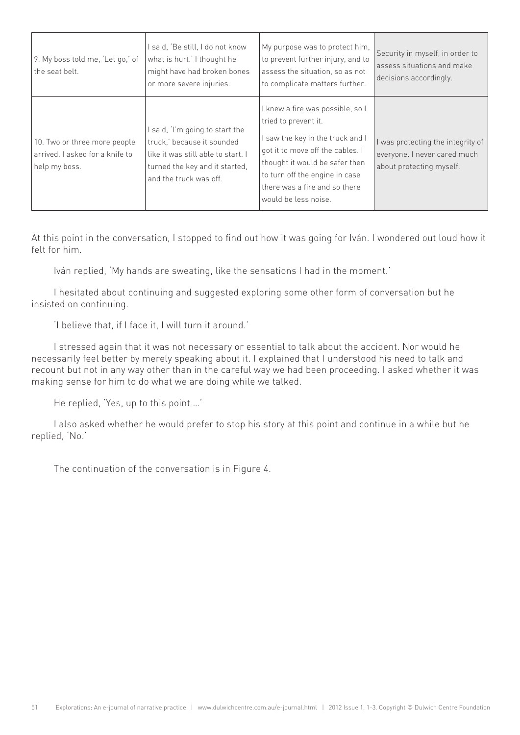| | | | |
|---|---|---|---|
| 9. My boss told me, 'Let go,' of the seat belt. | I said, 'Be still, I do not know what is hurt.' I thought he might have had broken bones or more severe injuries. | My purpose was to protect him, to prevent further injury, and to assess the situation, so as not to complicate matters further. | Security in myself, in order to assess situations and make decisions accordingly. |
| 10. Two or three more people arrived. I asked for a knife to help my boss. | I said, 'I'm going to start the truck,' because it sounded like it was still able to start. I turned the key and it started, and the truck was off. | I knew a fire was possible, so I tried to prevent it.<br><br>I saw the key in the truck and I got it to move off the cables. I thought it would be safer then to turn off the engine in case there was a fire and so there would be less noise. | I was protecting the integrity of everyone. I never cared much about protecting myself. |

At this point in the conversation, I stopped to find out how it was going for Iván. I wondered out loud how it felt for him.

Iván replied, 'My hands are sweating, like the sensations I had in the moment.'

I hesitated about continuing and suggested exploring some other form of conversation but he insisted on continuing.

'I believe that, if I face it, I will turn it around.'

I stressed again that it was not necessary or essential to talk about the accident. Nor would he necessarily feel better by merely speaking about it. I explained that I understood his need to talk and recount but not in any way other than in the careful way we had been proceeding. I asked whether it was making sense for him to do what we are doing while we talked.

He replied, 'Yes, up to this point …'

I also asked whether he would prefer to stop his story at this point and continue in a while but he replied, 'No.'

The continuation of the conversation is in Figure 4.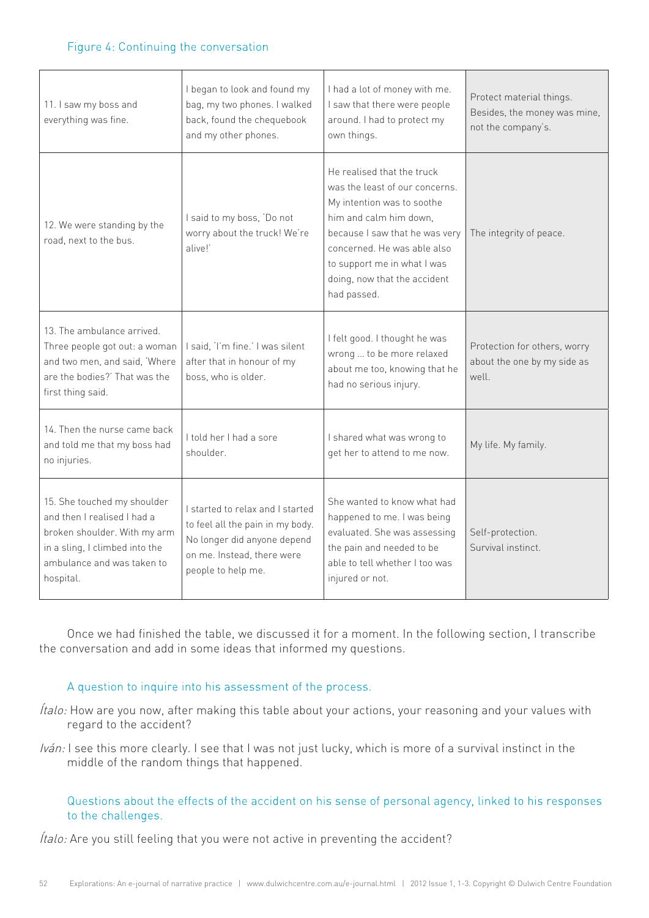Figure 4: Continuing the conversation

| | | | |
|---|---|---|---|
| 11. I saw my boss and everything was fine. | I began to look and found my bag, my two phones. I walked back, found the chequebook and my other phones. | I had a lot of money with me. I saw that there were people around. I had to protect my own things. | Protect material things. Besides, the money was mine, not the company's. |
| 12. We were standing by the road, next to the bus. | I said to my boss, 'Do not worry about the truck! We're alive!' | He realised that the truck was the least of our concerns. My intention was to soothe him and calm him down, because I saw that he was very concerned. He was able also to support me in what I was doing, now that the accident had passed. | The integrity of peace. |
| 13. The ambulance arrived. Three people got out: a woman and two men, and said, 'Where are the bodies?' That was the first thing said. | I said, 'I'm fine.' I was silent after that in honour of my boss, who is older. | I felt good. I thought he was wrong … to be more relaxed about me too, knowing that he had no serious injury. | Protection for others, worry about the one by my side as well. |
| 14. Then the nurse came back and told me that my boss had no injuries. | I told her I had a sore shoulder. | I shared what was wrong to get her to attend to me now. | My life. My family. |
| 15. She touched my shoulder and then I realised I had a broken shoulder. With my arm in a sling, I climbed into the ambulance and was taken to hospital. | I started to relax and I started to feel all the pain in my body. No longer did anyone depend on me. Instead, there were people to help me. | She wanted to know what had happened to me. I was being evaluated. She was assessing the pain and needed to be able to tell whether I too was injured or not. | Self-protection. Survival instinct. |

Once we had finished the table, we discussed it for a moment. In the following section, I transcribe the conversation and add in some ideas that informed my questions.

A question to inquire into his assessment of the process.

*Ítalo:* How are you now, after making this table about your actions, your reasoning and your values with regard to the accident?

*Iván:* I see this more clearly. I see that I was not just lucky, which is more of a survival instinct in the middle of the random things that happened.

Questions about the effects of the accident on his sense of personal agency, linked to his responses to the challenges.

*Ítalo:* Are you still feeling that you were not active in preventing the accident?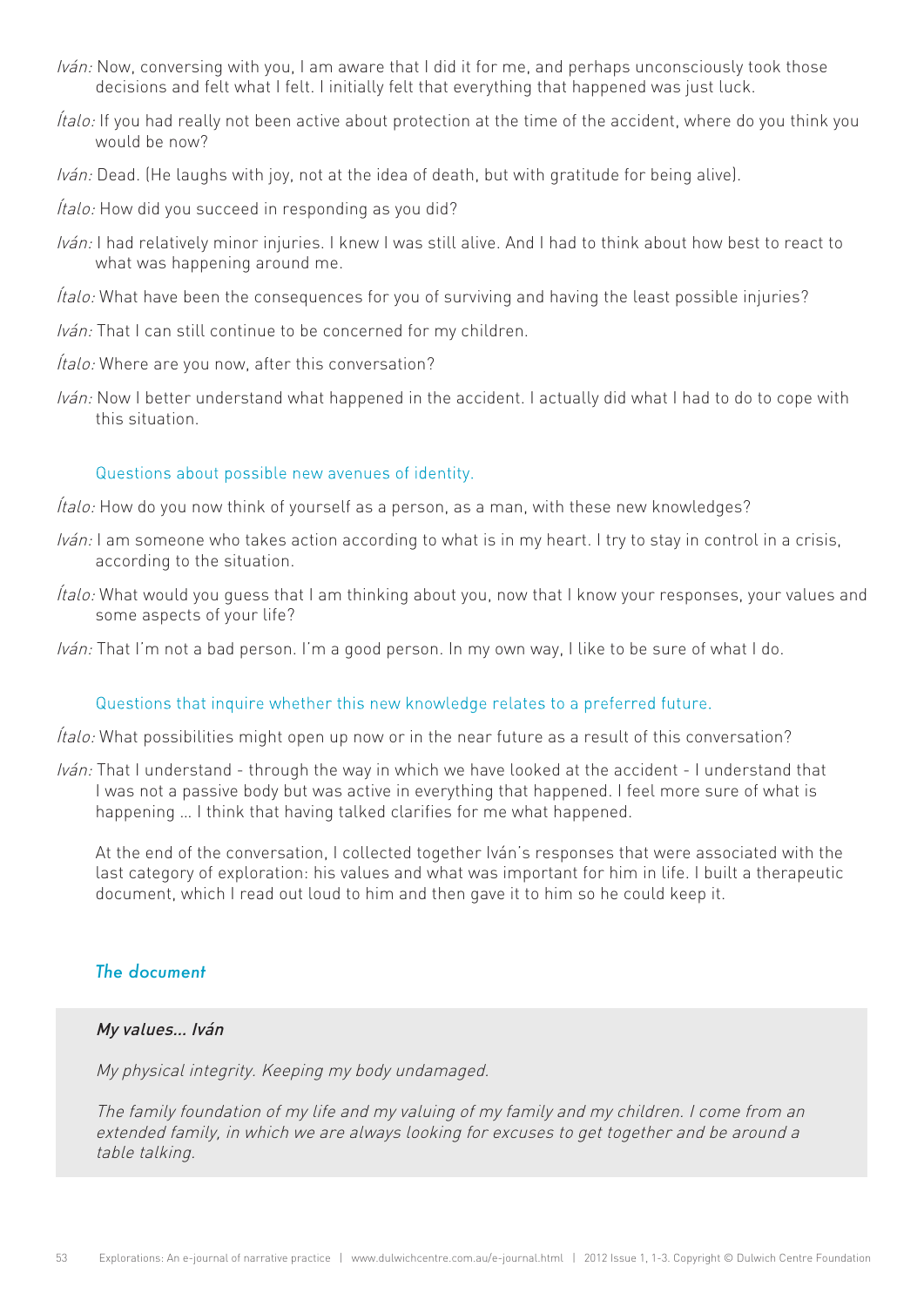*Iván:* Now, conversing with you, I am aware that I did it for me, and perhaps unconsciously took those decisions and felt what I felt. I initially felt that everything that happened was just luck.

*Ítalo:* If you had really not been active about protection at the time of the accident, where do you think you would be now?

*Iván:* Dead. (He laughs with joy, not at the idea of death, but with gratitude for being alive).

*Ítalo:* How did you succeed in responding as you did?

*Iván:* I had relatively minor injuries. I knew I was still alive. And I had to think about how best to react to what was happening around me.

*Ítalo:* What have been the consequences for you of surviving and having the least possible injuries?

*Iván:* That I can still continue to be concerned for my children.

*Ítalo:* Where are you now, after this conversation?

*Iván:* Now I better understand what happened in the accident. I actually did what I had to do to cope with this situation.

Questions about possible new avenues of identity.

*Ítalo:* How do you now think of yourself as a person, as a man, with these new knowledges?

*Iván:* I am someone who takes action according to what is in my heart. I try to stay in control in a crisis, according to the situation.

*Ítalo:* What would you guess that I am thinking about you, now that I know your responses, your values and some aspects of your life?

*Iván:* That I'm not a bad person. I'm a good person. In my own way, I like to be sure of what I do.

Questions that inquire whether this new knowledge relates to a preferred future.

*Ítalo:* What possibilities might open up now or in the near future as a result of this conversation?

*Iván:* That I understand - through the way in which we have looked at the accident - I understand that I was not a passive body but was active in everything that happened. I feel more sure of what is happening … I think that having talked clarifies for me what happened.

At the end of the conversation, I collected together Iván's responses that were associated with the last category of exploration: his values and what was important for him in life. I built a therapeutic document, which I read out loud to him and then gave it to him so he could keep it.

### *The document*

***My values… Iván***

*My physical integrity. Keeping my body undamaged.*

*The family foundation of my life and my valuing of my family and my children. I come from an extended family, in which we are always looking for excuses to get together and be around a table talking.*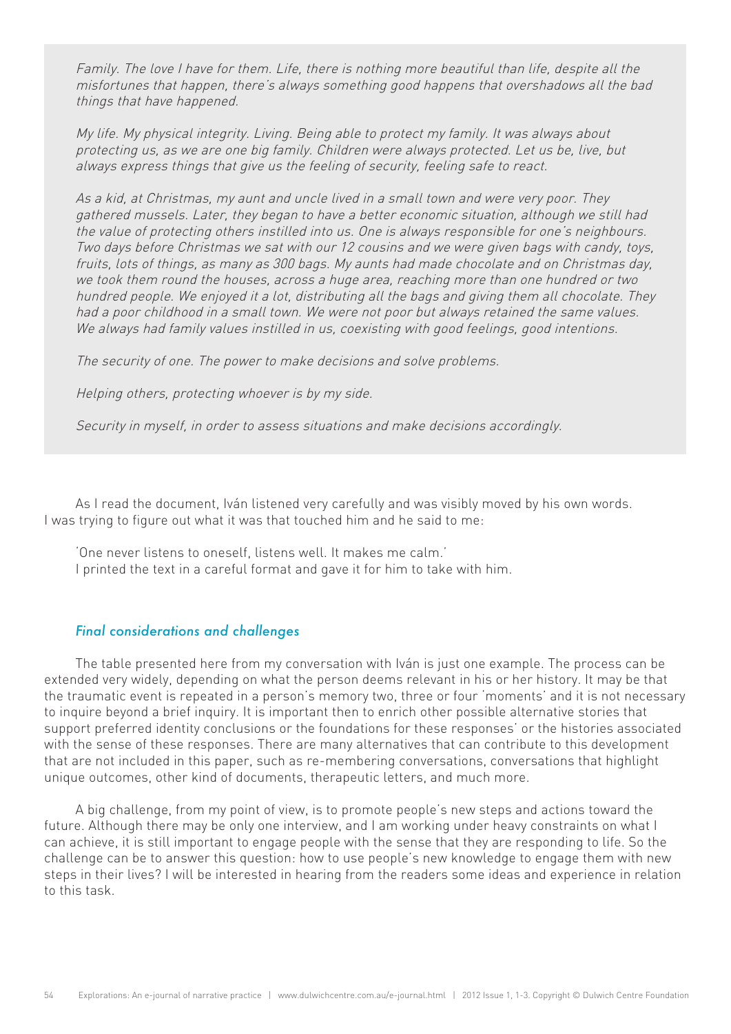*Family. The love I have for them. Life, there is nothing more beautiful than life, despite all the misfortunes that happen, there's always something good happens that overshadows all the bad things that have happened.*

*My life. My physical integrity. Living. Being able to protect my family. It was always about protecting us, as we are one big family. Children were always protected. Let us be, live, but always express things that give us the feeling of security, feeling safe to react.*

*As a kid, at Christmas, my aunt and uncle lived in a small town and were very poor. They gathered mussels. Later, they began to have a better economic situation, although we still had the value of protecting others instilled into us. One is always responsible for one's neighbours. Two days before Christmas we sat with our 12 cousins and we were given bags with candy, toys, fruits, lots of things, as many as 300 bags. My aunts had made chocolate and on Christmas day, we took them round the houses, across a huge area, reaching more than one hundred or two hundred people. We enjoyed it a lot, distributing all the bags and giving them all chocolate. They had a poor childhood in a small town. We were not poor but always retained the same values. We always had family values instilled in us, coexisting with good feelings, good intentions.*

*The security of one. The power to make decisions and solve problems.*

*Helping others, protecting whoever is by my side.*

*Security in myself, in order to assess situations and make decisions accordingly.*

As I read the document, Iván listened very carefully and was visibly moved by his own words. I was trying to figure out what it was that touched him and he said to me:

'One never listens to oneself, listens well. It makes me calm.'

I printed the text in a careful format and gave it for him to take with him.

## *Final considerations and challenges*

The table presented here from my conversation with Iván is just one example. The process can be extended very widely, depending on what the person deems relevant in his or her history. It may be that the traumatic event is repeated in a person's memory two, three or four 'moments' and it is not necessary to inquire beyond a brief inquiry. It is important then to enrich other possible alternative stories that support preferred identity conclusions or the foundations for these responses' or the histories associated with the sense of these responses. There are many alternatives that can contribute to this development that are not included in this paper, such as re-membering conversations, conversations that highlight unique outcomes, other kind of documents, therapeutic letters, and much more.

A big challenge, from my point of view, is to promote people's new steps and actions toward the future. Although there may be only one interview, and I am working under heavy constraints on what I can achieve, it is still important to engage people with the sense that they are responding to life. So the challenge can be to answer this question: how to use people's new knowledge to engage them with new steps in their lives? I will be interested in hearing from the readers some ideas and experience in relation to this task.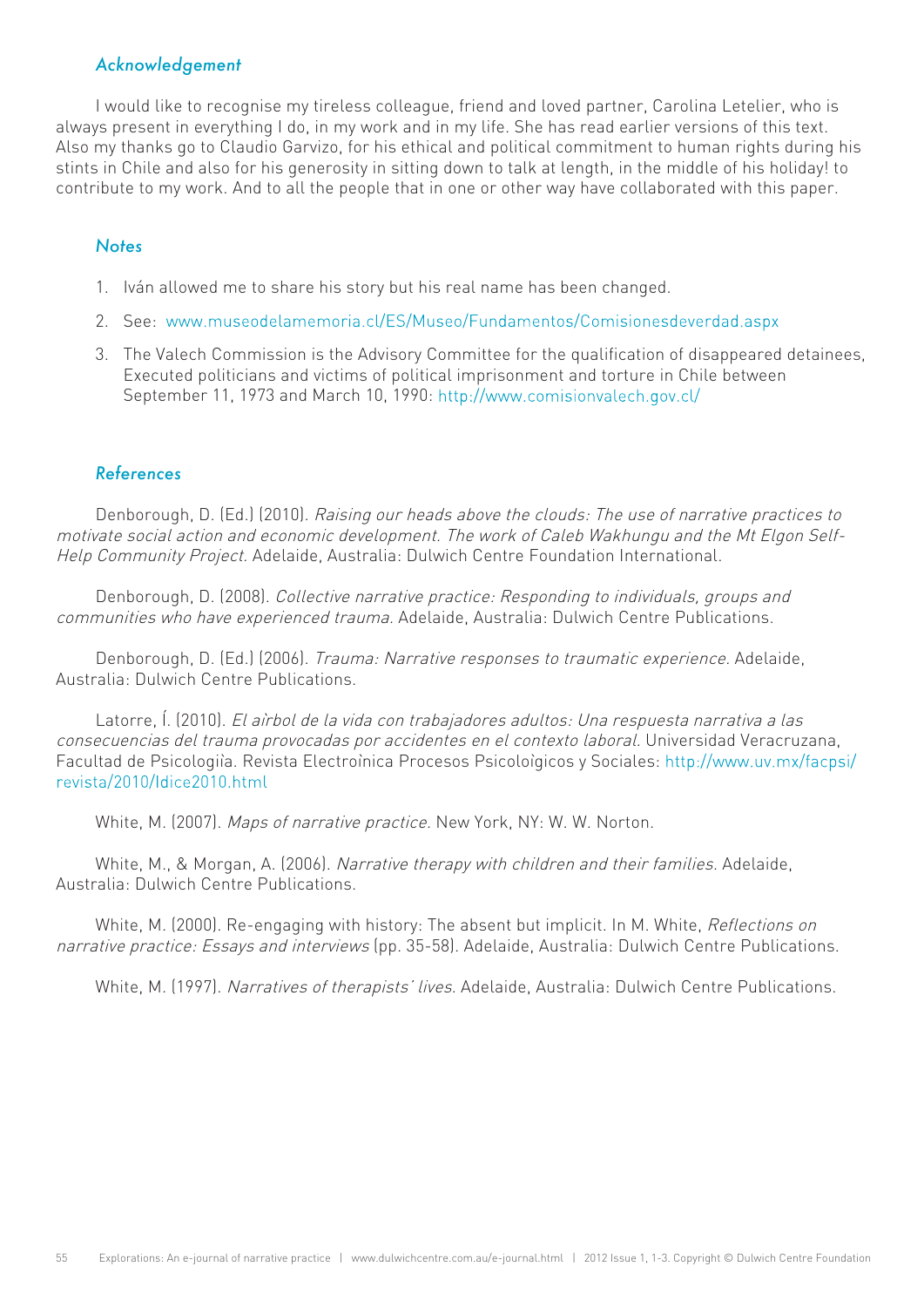### *Acknowledgement*

I would like to recognise my tireless colleague, friend and loved partner, Carolina Letelier, who is always present in everything I do, in my work and in my life. She has read earlier versions of this text. Also my thanks go to Claudio Garvizo, for his ethical and political commitment to human rights during his stints in Chile and also for his generosity in sitting down to talk at length, in the middle of his holiday! to contribute to my work. And to all the people that in one or other way have collaborated with this paper.

### *Notes*

1. Iván allowed me to share his story but his real name has been changed.
2. See: www.museodelamemoria.cl/ES/Museo/Fundamentos/Comisionesdeverdad.aspx
3. The Valech Commission is the Advisory Committee for the qualification of disappeared detainees, Executed politicians and victims of political imprisonment and torture in Chile between September 11, 1973 and March 10, 1990: http://www.comisionvalech.gov.cl/

### *References*

Denborough, D. (Ed.) (2010). *Raising our heads above the clouds: The use of narrative practices to motivate social action and economic development. The work of Caleb Wakhungu and the Mt Elgon Self-Help Community Project.* Adelaide, Australia: Dulwich Centre Foundation International.

Denborough, D. (2008). *Collective narrative practice: Responding to individuals, groups and communities who have experienced trauma.* Adelaide, Australia: Dulwich Centre Publications.

Denborough, D. (Ed.) (2006). *Trauma: Narrative responses to traumatic experience.* Adelaide, Australia: Dulwich Centre Publications.

Latorre, Í. (2010). *El aìrbol de la vida con trabajadores adultos: Una respuesta narrativa a las consecuencias del trauma provocadas por accidentes en el contexto laboral.* Universidad Veracruzana, Facultad de Psicologiìa. Revista Electroìnica Procesos Psicoloìgicos y Sociales: http://www.uv.mx/facpsi/revista/2010/Idice2010.html

White, M. (2007). *Maps of narrative practice.* New York, NY: W. W. Norton.

White, M., & Morgan, A. (2006). *Narrative therapy with children and their families.* Adelaide, Australia: Dulwich Centre Publications.

White, M. (2000). Re-engaging with history: The absent but implicit. In M. White, *Reflections on narrative practice: Essays and interviews* (pp. 35-58). Adelaide, Australia: Dulwich Centre Publications.

White, M. (1997). *Narratives of therapists' lives.* Adelaide, Australia: Dulwich Centre Publications.